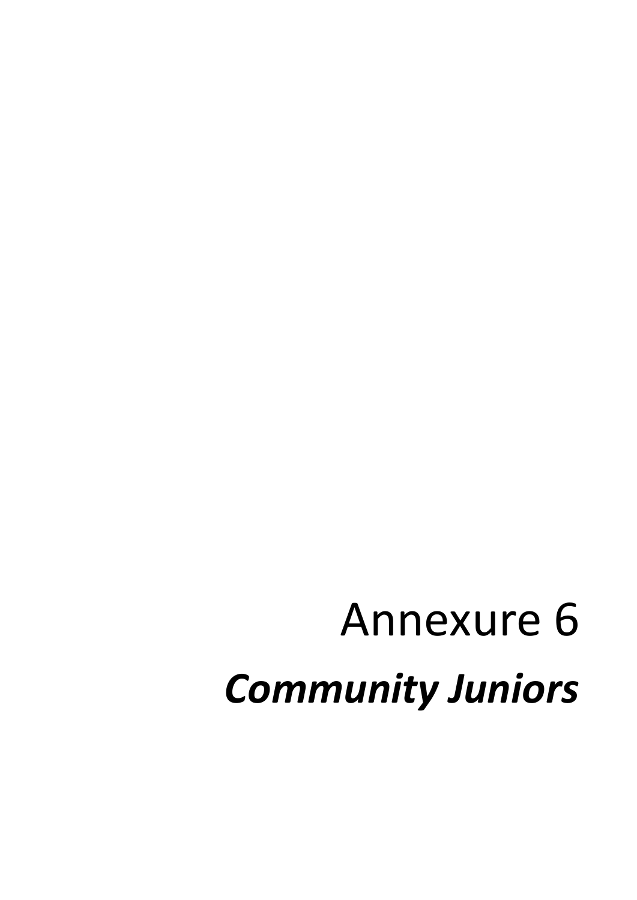# Annexure 6

## ***Community Juniors***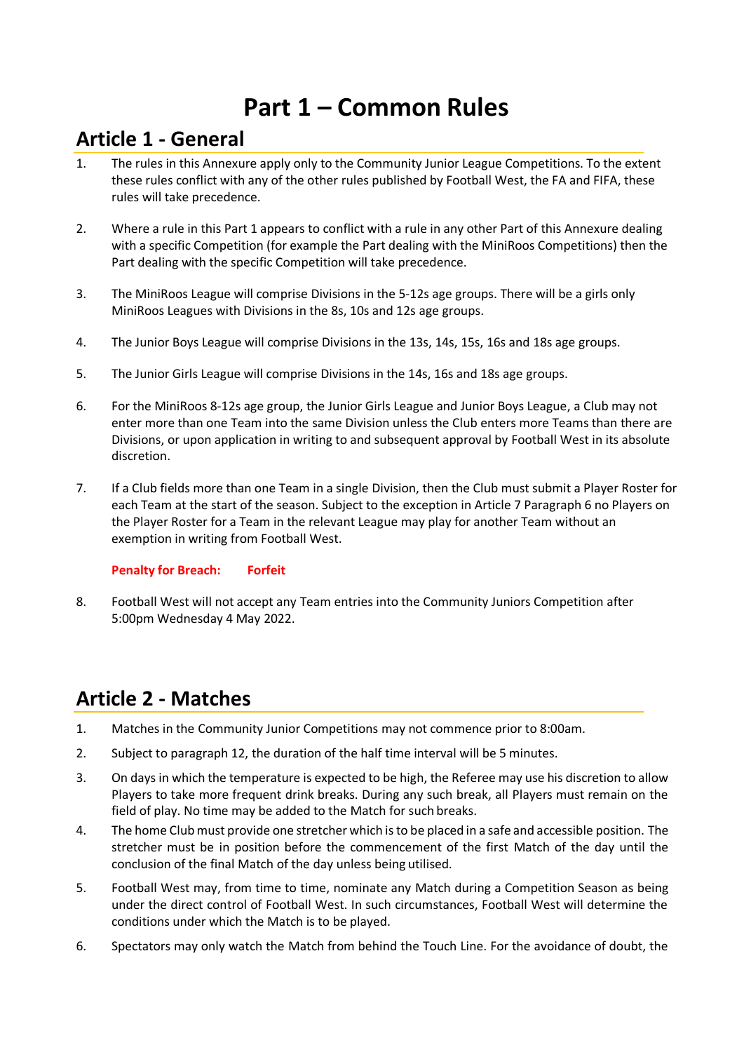# Part 1 – Common Rules

## Article 1 - General

1. The rules in this Annexure apply only to the Community Junior League Competitions. To the extent these rules conflict with any of the other rules published by Football West, the FA and FIFA, these rules will take precedence.

2. Where a rule in this Part 1 appears to conflict with a rule in any other Part of this Annexure dealing with a specific Competition (for example the Part dealing with the MiniRoos Competitions) then the Part dealing with the specific Competition will take precedence.

3. The MiniRoos League will comprise Divisions in the 5-12s age groups. There will be a girls only MiniRoos Leagues with Divisions in the 8s, 10s and 12s age groups.

4. The Junior Boys League will comprise Divisions in the 13s, 14s, 15s, 16s and 18s age groups.

5. The Junior Girls League will comprise Divisions in the 14s, 16s and 18s age groups.

6. For the MiniRoos 8-12s age group, the Junior Girls League and Junior Boys League, a Club may not enter more than one Team into the same Division unless the Club enters more Teams than there are Divisions, or upon application in writing to and subsequent approval by Football West in its absolute discretion.

7. If a Club fields more than one Team in a single Division, then the Club must submit a Player Roster for each Team at the start of the season. Subject to the exception in Article 7 Paragraph 6 no Players on the Player Roster for a Team in the relevant League may play for another Team without an exemption in writing from Football West.

   **Penalty for Breach: Forfeit**

8. Football West will not accept any Team entries into the Community Juniors Competition after 5:00pm Wednesday 4 May 2022.

## Article 2 - Matches

1. Matches in the Community Junior Competitions may not commence prior to 8:00am.
2. Subject to paragraph 12, the duration of the half time interval will be 5 minutes.
3. On days in which the temperature is expected to be high, the Referee may use his discretion to allow Players to take more frequent drink breaks. During any such break, all Players must remain on the field of play. No time may be added to the Match for such breaks.
4. The home Club must provide one stretcher which is to be placed in a safe and accessible position. The stretcher must be in position before the commencement of the first Match of the day until the conclusion of the final Match of the day unless being utilised.
5. Football West may, from time to time, nominate any Match during a Competition Season as being under the direct control of Football West. In such circumstances, Football West will determine the conditions under which the Match is to be played.
6. Spectators may only watch the Match from behind the Touch Line. For the avoidance of doubt, the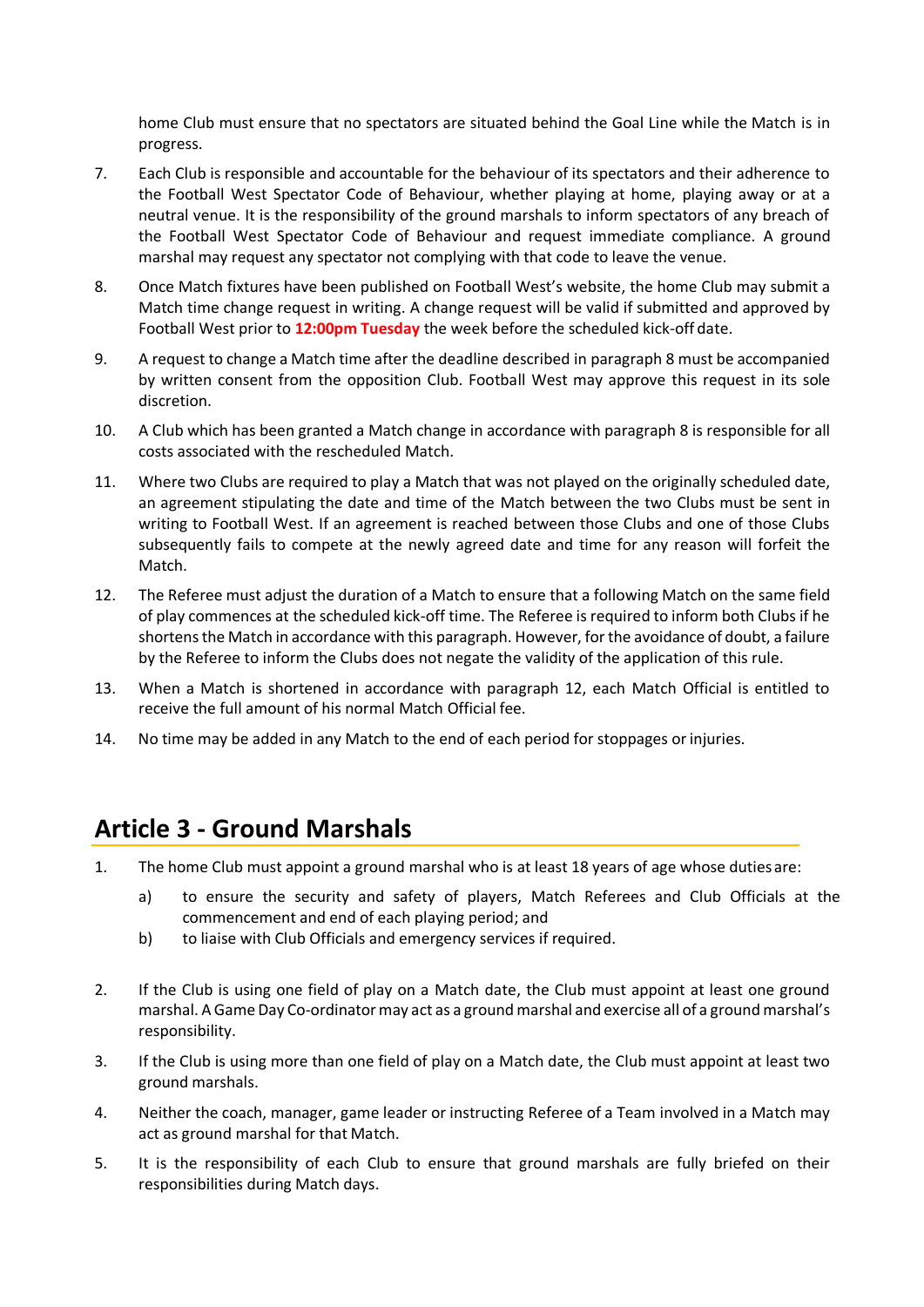home Club must ensure that no spectators are situated behind the Goal Line while the Match is in progress.

7. Each Club is responsible and accountable for the behaviour of its spectators and their adherence to the Football West Spectator Code of Behaviour, whether playing at home, playing away or at a neutral venue. It is the responsibility of the ground marshals to inform spectators of any breach of the Football West Spectator Code of Behaviour and request immediate compliance. A ground marshal may request any spectator not complying with that code to leave the venue.

8. Once Match fixtures have been published on Football West's website, the home Club may submit a Match time change request in writing. A change request will be valid if submitted and approved by Football West prior to **12:00pm Tuesday** the week before the scheduled kick-off date.

9. A request to change a Match time after the deadline described in paragraph 8 must be accompanied by written consent from the opposition Club. Football West may approve this request in its sole discretion.

10. A Club which has been granted a Match change in accordance with paragraph 8 is responsible for all costs associated with the rescheduled Match.

11. Where two Clubs are required to play a Match that was not played on the originally scheduled date, an agreement stipulating the date and time of the Match between the two Clubs must be sent in writing to Football West. If an agreement is reached between those Clubs and one of those Clubs subsequently fails to compete at the newly agreed date and time for any reason will forfeit the Match.

12. The Referee must adjust the duration of a Match to ensure that a following Match on the same field of play commences at the scheduled kick-off time. The Referee is required to inform both Clubs if he shortens the Match in accordance with this paragraph. However, for the avoidance of doubt, a failure by the Referee to inform the Clubs does not negate the validity of the application of this rule.

13. When a Match is shortened in accordance with paragraph 12, each Match Official is entitled to receive the full amount of his normal Match Official fee.

14. No time may be added in any Match to the end of each period for stoppages or injuries.

## Article 3 - Ground Marshals

1. The home Club must appoint a ground marshal who is at least 18 years of age whose duties are:
   a) to ensure the security and safety of players, Match Referees and Club Officials at the commencement and end of each playing period; and
   b) to liaise with Club Officials and emergency services if required.

2. If the Club is using one field of play on a Match date, the Club must appoint at least one ground marshal. A Game Day Co-ordinator may act as a ground marshal and exercise all of a ground marshal's responsibility.

3. If the Club is using more than one field of play on a Match date, the Club must appoint at least two ground marshals.

4. Neither the coach, manager, game leader or instructing Referee of a Team involved in a Match may act as ground marshal for that Match.

5. It is the responsibility of each Club to ensure that ground marshals are fully briefed on their responsibilities during Match days.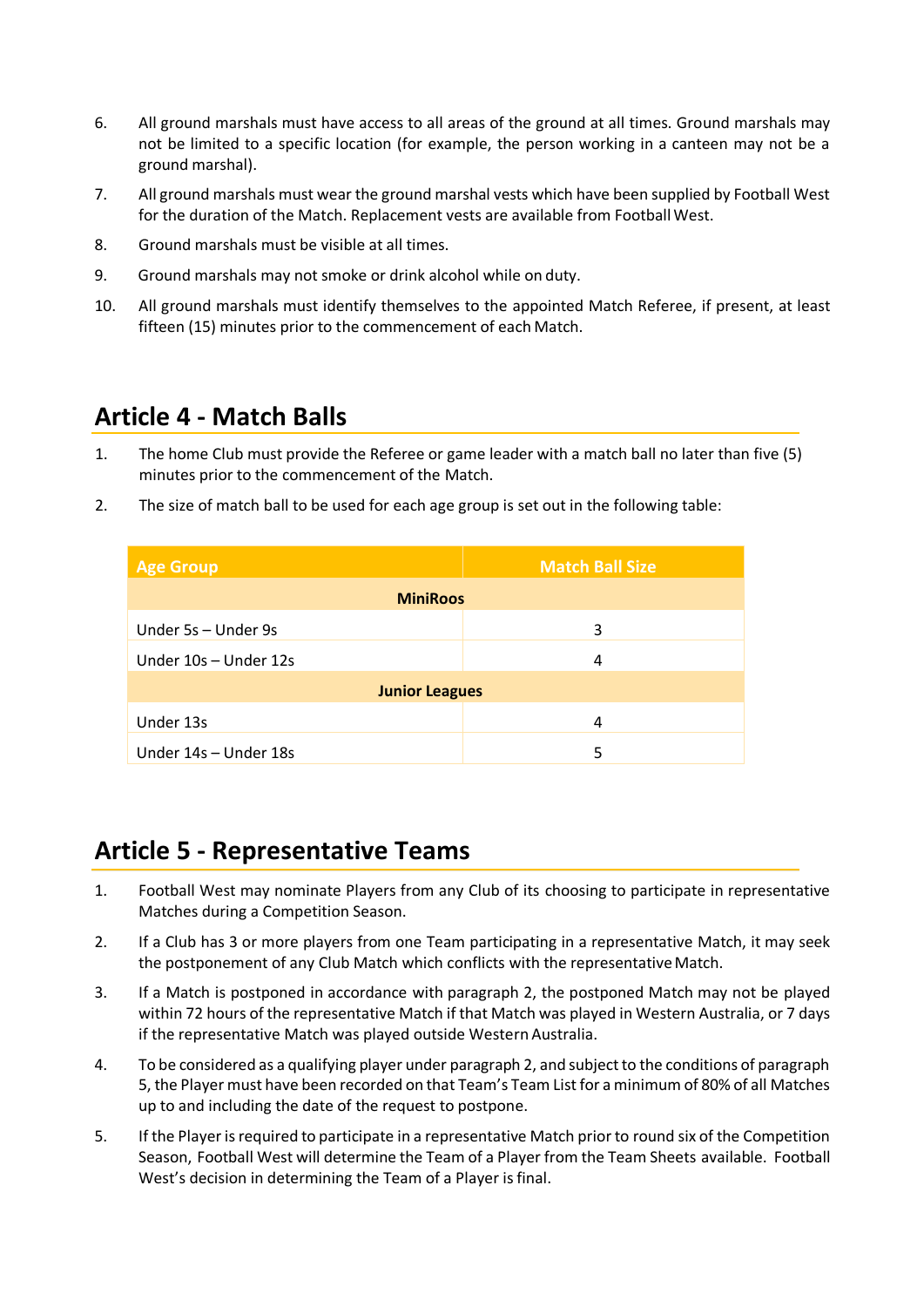6. All ground marshals must have access to all areas of the ground at all times. Ground marshals may not be limited to a specific location (for example, the person working in a canteen may not be a ground marshal).
7. All ground marshals must wear the ground marshal vests which have been supplied by Football West for the duration of the Match. Replacement vests are available from Football West.
8. Ground marshals must be visible at all times.
9. Ground marshals may not smoke or drink alcohol while on duty.
10. All ground marshals must identify themselves to the appointed Match Referee, if present, at least fifteen (15) minutes prior to the commencement of each Match.

## Article 4 - Match Balls

1. The home Club must provide the Referee or game leader with a match ball no later than five (5) minutes prior to the commencement of the Match.
2. The size of match ball to be used for each age group is set out in the following table:

| Age Group | Match Ball Size |
|---|---|
| **MiniRoos** | |
| Under 5s – Under 9s | 3 |
| Under 10s – Under 12s | 4 |
| **Junior Leagues** | |
| Under 13s | 4 |
| Under 14s – Under 18s | 5 |

## Article 5 - Representative Teams

1. Football West may nominate Players from any Club of its choosing to participate in representative Matches during a Competition Season.
2. If a Club has 3 or more players from one Team participating in a representative Match, it may seek the postponement of any Club Match which conflicts with the representative Match.
3. If a Match is postponed in accordance with paragraph 2, the postponed Match may not be played within 72 hours of the representative Match if that Match was played in Western Australia, or 7 days if the representative Match was played outside Western Australia.
4. To be considered as a qualifying player under paragraph 2, and subject to the conditions of paragraph 5, the Player must have been recorded on that Team's Team List for a minimum of 80% of all Matches up to and including the date of the request to postpone.
5. If the Player is required to participate in a representative Match prior to round six of the Competition Season, Football West will determine the Team of a Player from the Team Sheets available. Football West's decision in determining the Team of a Player is final.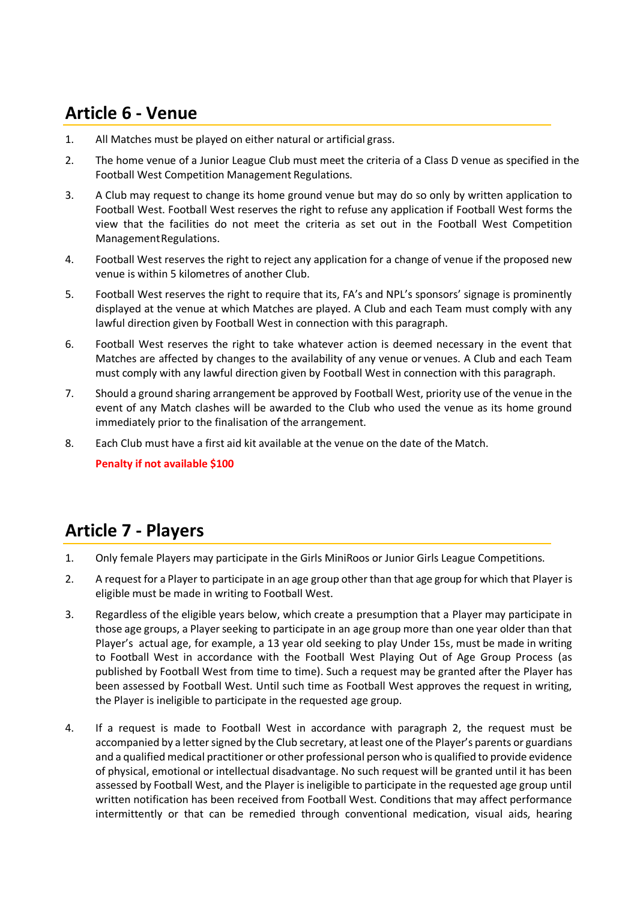## Article 6 - Venue

1. All Matches must be played on either natural or artificial grass.
2. The home venue of a Junior League Club must meet the criteria of a Class D venue as specified in the Football West Competition Management Regulations.
3. A Club may request to change its home ground venue but may do so only by written application to Football West. Football West reserves the right to refuse any application if Football West forms the view that the facilities do not meet the criteria as set out in the Football West Competition Management Regulations.
4. Football West reserves the right to reject any application for a change of venue if the proposed new venue is within 5 kilometres of another Club.
5. Football West reserves the right to require that its, FA's and NPL's sponsors' signage is prominently displayed at the venue at which Matches are played. A Club and each Team must comply with any lawful direction given by Football West in connection with this paragraph.
6. Football West reserves the right to take whatever action is deemed necessary in the event that Matches are affected by changes to the availability of any venue or venues. A Club and each Team must comply with any lawful direction given by Football West in connection with this paragraph.
7. Should a ground sharing arrangement be approved by Football West, priority use of the venue in the event of any Match clashes will be awarded to the Club who used the venue as its home ground immediately prior to the finalisation of the arrangement.
8. Each Club must have a first aid kit available at the venue on the date of the Match.

   **Penalty if not available $100**

## Article 7 - Players

1. Only female Players may participate in the Girls MiniRoos or Junior Girls League Competitions.
2. A request for a Player to participate in an age group other than that age group for which that Player is eligible must be made in writing to Football West.
3. Regardless of the eligible years below, which create a presumption that a Player may participate in those age groups, a Player seeking to participate in an age group more than one year older than that Player's actual age, for example, a 13 year old seeking to play Under 15s, must be made in writing to Football West in accordance with the Football West Playing Out of Age Group Process (as published by Football West from time to time). Such a request may be granted after the Player has been assessed by Football West. Until such time as Football West approves the request in writing, the Player is ineligible to participate in the requested age group.
4. If a request is made to Football West in accordance with paragraph 2, the request must be accompanied by a letter signed by the Club secretary, at least one of the Player's parents or guardians and a qualified medical practitioner or other professional person who is qualified to provide evidence of physical, emotional or intellectual disadvantage. No such request will be granted until it has been assessed by Football West, and the Player is ineligible to participate in the requested age group until written notification has been received from Football West. Conditions that may affect performance intermittently or that can be remedied through conventional medication, visual aids, hearing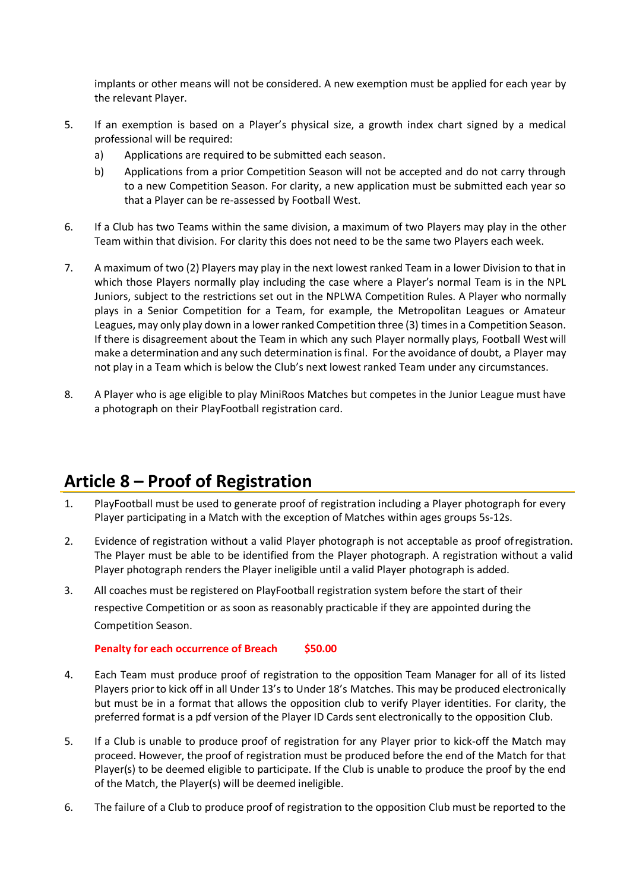implants or other means will not be considered. A new exemption must be applied for each year by the relevant Player.

5. If an exemption is based on a Player's physical size, a growth index chart signed by a medical professional will be required:
   a) Applications are required to be submitted each season.
   b) Applications from a prior Competition Season will not be accepted and do not carry through to a new Competition Season. For clarity, a new application must be submitted each year so that a Player can be re-assessed by Football West.

6. If a Club has two Teams within the same division, a maximum of two Players may play in the other Team within that division. For clarity this does not need to be the same two Players each week.

7. A maximum of two (2) Players may play in the next lowest ranked Team in a lower Division to that in which those Players normally play including the case where a Player's normal Team is in the NPL Juniors, subject to the restrictions set out in the NPLWA Competition Rules. A Player who normally plays in a Senior Competition for a Team, for example, the Metropolitan Leagues or Amateur Leagues, may only play down in a lower ranked Competition three (3) times in a Competition Season. If there is disagreement about the Team in which any such Player normally plays, Football West will make a determination and any such determination is final. For the avoidance of doubt, a Player may not play in a Team which is below the Club's next lowest ranked Team under any circumstances.

8. A Player who is age eligible to play MiniRoos Matches but competes in the Junior League must have a photograph on their PlayFootball registration card.

## Article 8 – Proof of Registration

1. PlayFootball must be used to generate proof of registration including a Player photograph for every Player participating in a Match with the exception of Matches within ages groups 5s-12s.

2. Evidence of registration without a valid Player photograph is not acceptable as proof of registration. The Player must be able to be identified from the Player photograph. A registration without a valid Player photograph renders the Player ineligible until a valid Player photograph is added.

3. All coaches must be registered on PlayFootball registration system before the start of their respective Competition or as soon as reasonably practicable if they are appointed during the Competition Season.

   **Penalty for each occurrence of Breach $50.00**

4. Each Team must produce proof of registration to the opposition Team Manager for all of its listed Players prior to kick off in all Under 13's to Under 18's Matches. This may be produced electronically but must be in a format that allows the opposition club to verify Player identities. For clarity, the preferred format is a pdf version of the Player ID Cards sent electronically to the opposition Club.

5. If a Club is unable to produce proof of registration for any Player prior to kick-off the Match may proceed. However, the proof of registration must be produced before the end of the Match for that Player(s) to be deemed eligible to participate. If the Club is unable to produce the proof by the end of the Match, the Player(s) will be deemed ineligible.

6. The failure of a Club to produce proof of registration to the opposition Club must be reported to the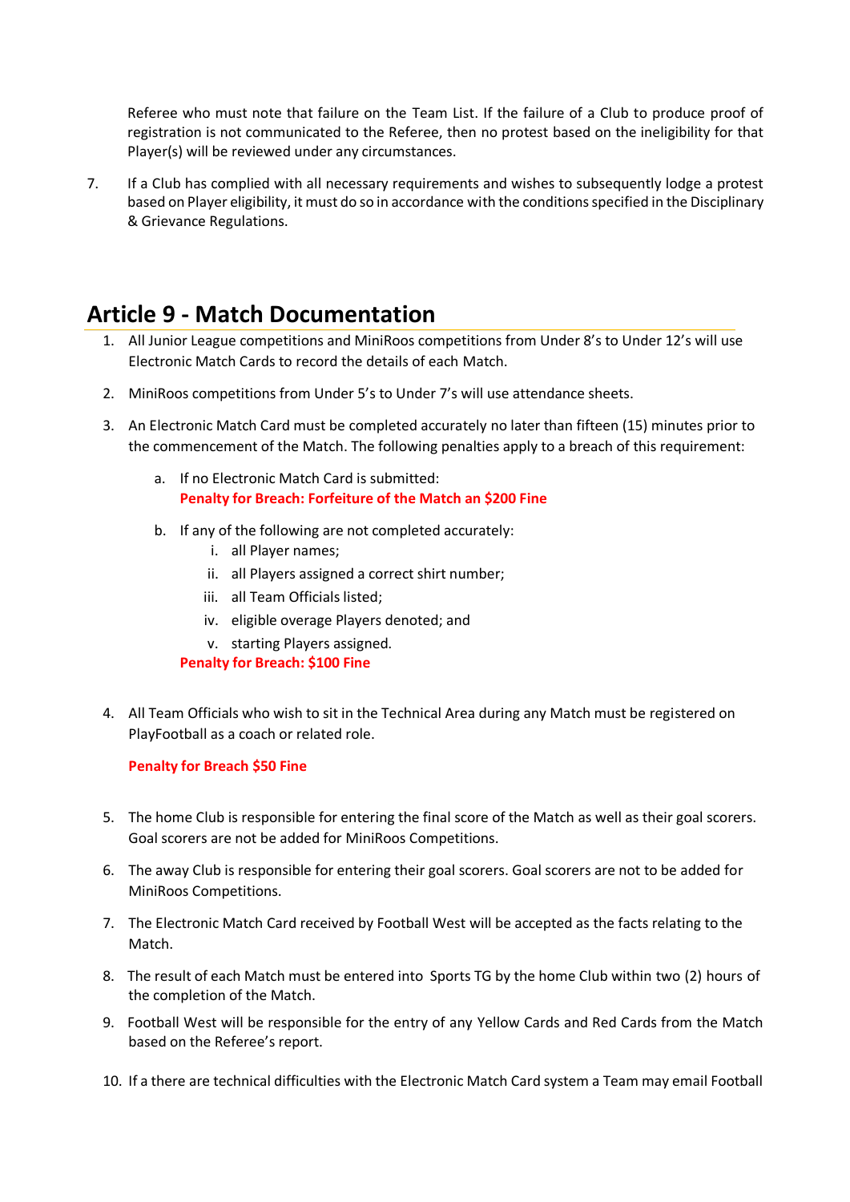Referee who must note that failure on the Team List. If the failure of a Club to produce proof of registration is not communicated to the Referee, then no protest based on the ineligibility for that Player(s) will be reviewed under any circumstances.

7. If a Club has complied with all necessary requirements and wishes to subsequently lodge a protest based on Player eligibility, it must do so in accordance with the conditions specified in the Disciplinary & Grievance Regulations.

## Article 9 - Match Documentation

1. All Junior League competitions and MiniRoos competitions from Under 8's to Under 12's will use Electronic Match Cards to record the details of each Match.

2. MiniRoos competitions from Under 5's to Under 7's will use attendance sheets.

3. An Electronic Match Card must be completed accurately no later than fifteen (15) minutes prior to the commencement of the Match. The following penalties apply to a breach of this requirement:

   a. If no Electronic Match Card is submitted:
      **Penalty for Breach: Forfeiture of the Match an $200 Fine**

   b. If any of the following are not completed accurately:
      i. all Player names;
      ii. all Players assigned a correct shirt number;
      iii. all Team Officials listed;
      iv. eligible overage Players denoted; and
      v. starting Players assigned.
      **Penalty for Breach: $100 Fine**

4. All Team Officials who wish to sit in the Technical Area during any Match must be registered on PlayFootball as a coach or related role.

   **Penalty for Breach $50 Fine**

5. The home Club is responsible for entering the final score of the Match as well as their goal scorers. Goal scorers are not be added for MiniRoos Competitions.

6. The away Club is responsible for entering their goal scorers. Goal scorers are not to be added for MiniRoos Competitions.

7. The Electronic Match Card received by Football West will be accepted as the facts relating to the Match.

8. The result of each Match must be entered into Sports TG by the home Club within two (2) hours of the completion of the Match.

9. Football West will be responsible for the entry of any Yellow Cards and Red Cards from the Match based on the Referee's report.

10. If a there are technical difficulties with the Electronic Match Card system a Team may email Football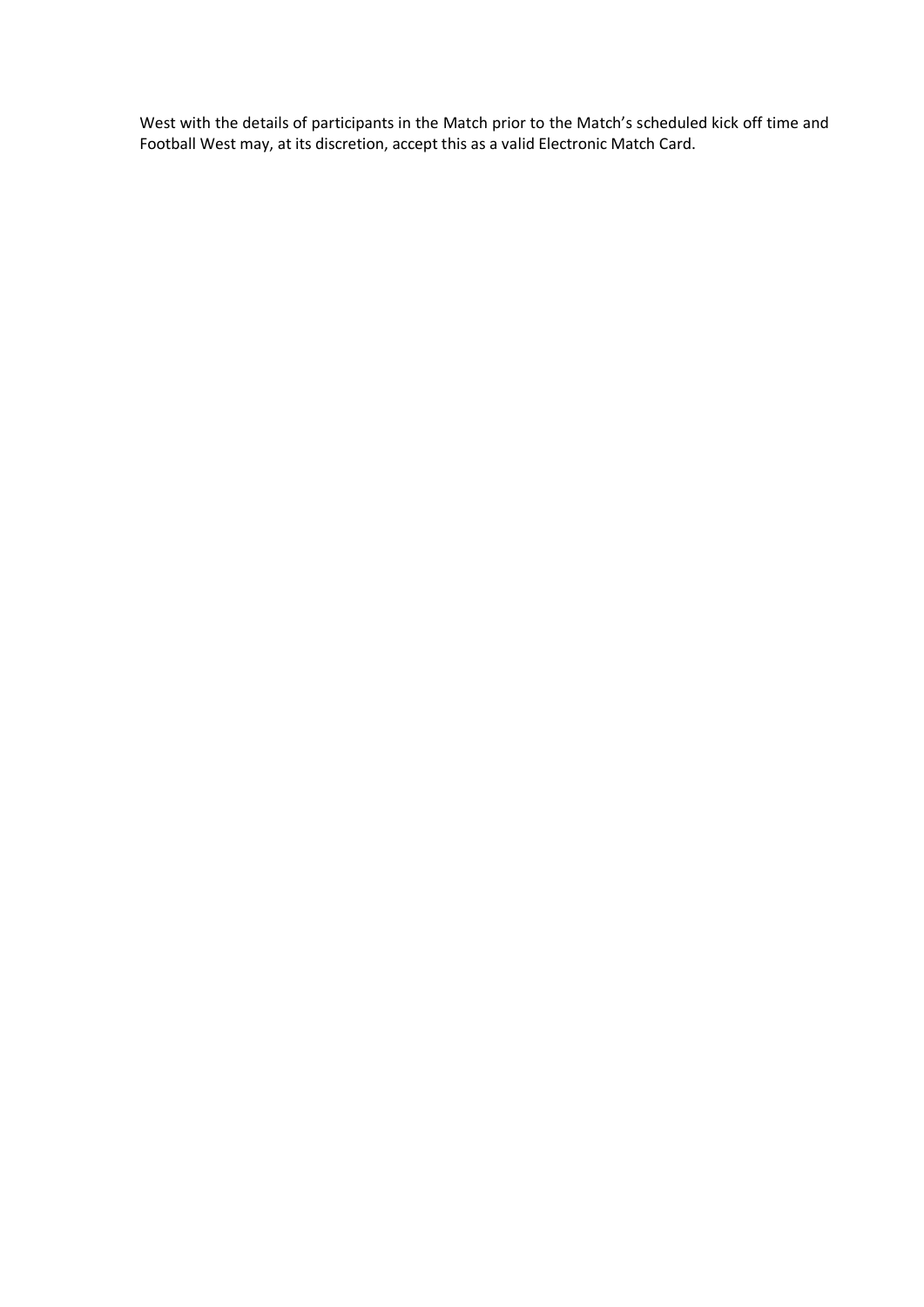West with the details of participants in the Match prior to the Match's scheduled kick off time and Football West may, at its discretion, accept this as a valid Electronic Match Card.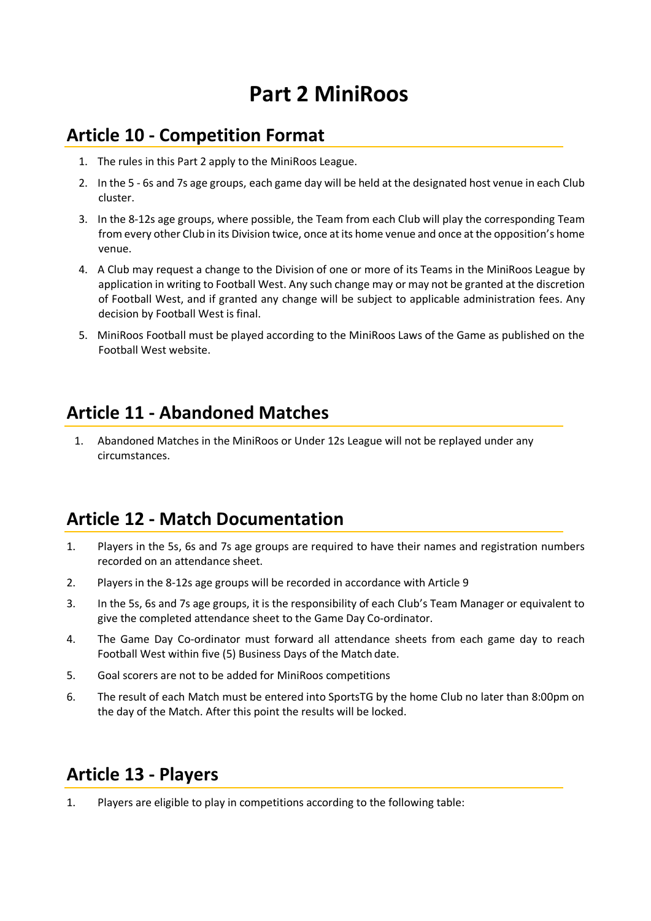# Part 2 MiniRoos

## Article 10 - Competition Format

1. The rules in this Part 2 apply to the MiniRoos League.
2. In the 5 - 6s and 7s age groups, each game day will be held at the designated host venue in each Club cluster.
3. In the 8-12s age groups, where possible, the Team from each Club will play the corresponding Team from every other Club in its Division twice, once at its home venue and once at the opposition's home venue.
4. A Club may request a change to the Division of one or more of its Teams in the MiniRoos League by application in writing to Football West. Any such change may or may not be granted at the discretion of Football West, and if granted any change will be subject to applicable administration fees. Any decision by Football West is final.
5. MiniRoos Football must be played according to the MiniRoos Laws of the Game as published on the Football West website.

## Article 11 - Abandoned Matches

1. Abandoned Matches in the MiniRoos or Under 12s League will not be replayed under any circumstances.

## Article 12 - Match Documentation

1. Players in the 5s, 6s and 7s age groups are required to have their names and registration numbers recorded on an attendance sheet.
2. Players in the 8-12s age groups will be recorded in accordance with Article 9
3. In the 5s, 6s and 7s age groups, it is the responsibility of each Club's Team Manager or equivalent to give the completed attendance sheet to the Game Day Co-ordinator.
4. The Game Day Co-ordinator must forward all attendance sheets from each game day to reach Football West within five (5) Business Days of the Match date.
5. Goal scorers are not to be added for MiniRoos competitions
6. The result of each Match must be entered into SportsTG by the home Club no later than 8:00pm on the day of the Match. After this point the results will be locked.

## Article 13 - Players

1. Players are eligible to play in competitions according to the following table: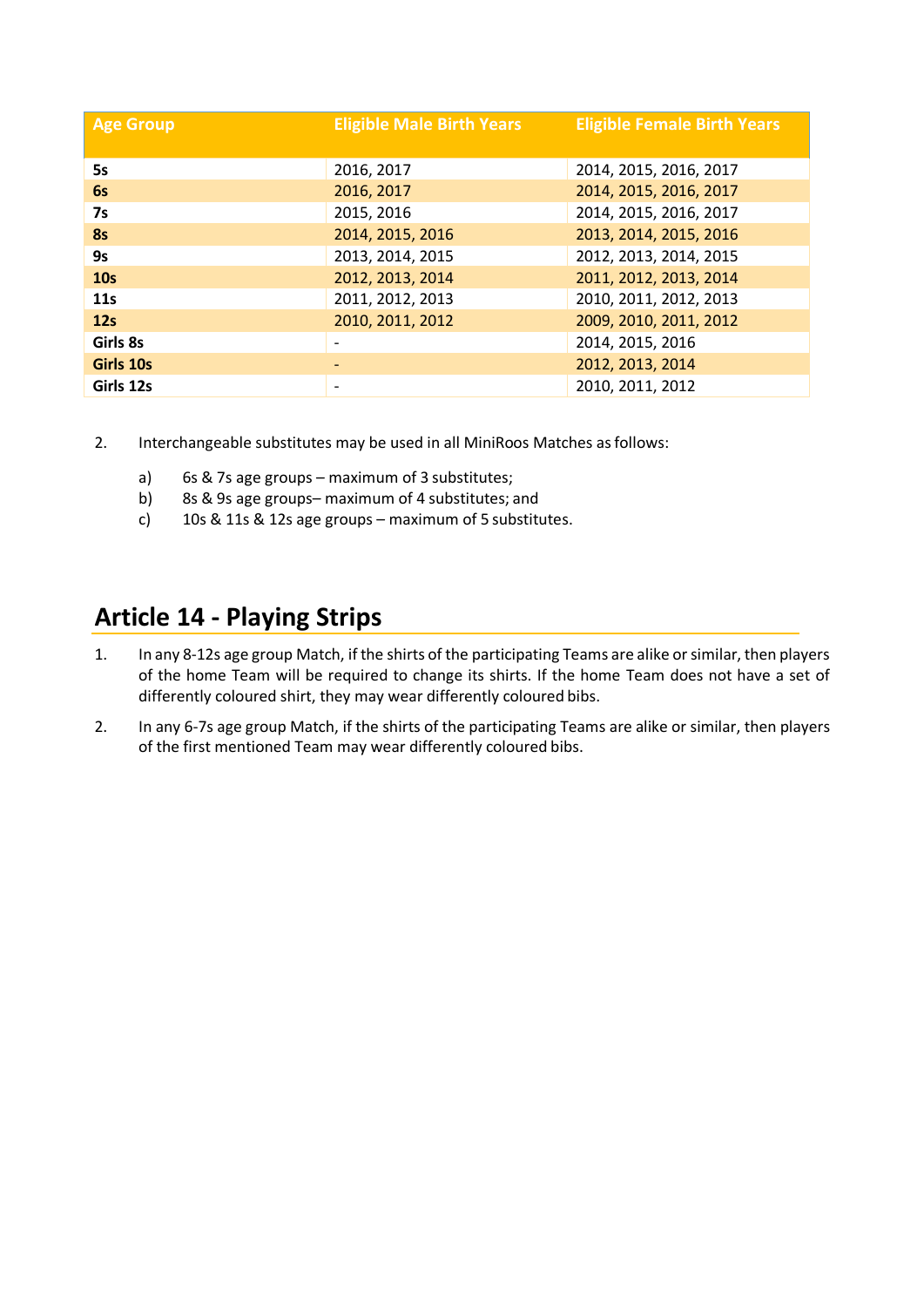| Age Group | Eligible Male Birth Years | Eligible Female Birth Years |
|---|---|---|
| **5s** | 2016, 2017 | 2014, 2015, 2016, 2017 |
| **6s** | 2016, 2017 | 2014, 2015, 2016, 2017 |
| **7s** | 2015, 2016 | 2014, 2015, 2016, 2017 |
| **8s** | 2014, 2015, 2016 | 2013, 2014, 2015, 2016 |
| **9s** | 2013, 2014, 2015 | 2012, 2013, 2014, 2015 |
| **10s** | 2012, 2013, 2014 | 2011, 2012, 2013, 2014 |
| **11s** | 2011, 2012, 2013 | 2010, 2011, 2012, 2013 |
| **12s** | 2010, 2011, 2012 | 2009, 2010, 2011, 2012 |
| **Girls 8s** | - | 2014, 2015, 2016 |
| **Girls 10s** | - | 2012, 2013, 2014 |
| **Girls 12s** | - | 2010, 2011, 2012 |

2. Interchangeable substitutes may be used in all MiniRoos Matches as follows:

   a) 6s & 7s age groups – maximum of 3 substitutes;

   b) 8s & 9s age groups– maximum of 4 substitutes; and

   c) 10s & 11s & 12s age groups – maximum of 5 substitutes.

## Article 14 - Playing Strips

1. In any 8-12s age group Match, if the shirts of the participating Teams are alike or similar, then players of the home Team will be required to change its shirts. If the home Team does not have a set of differently coloured shirt, they may wear differently coloured bibs.

2. In any 6-7s age group Match, if the shirts of the participating Teams are alike or similar, then players of the first mentioned Team may wear differently coloured bibs.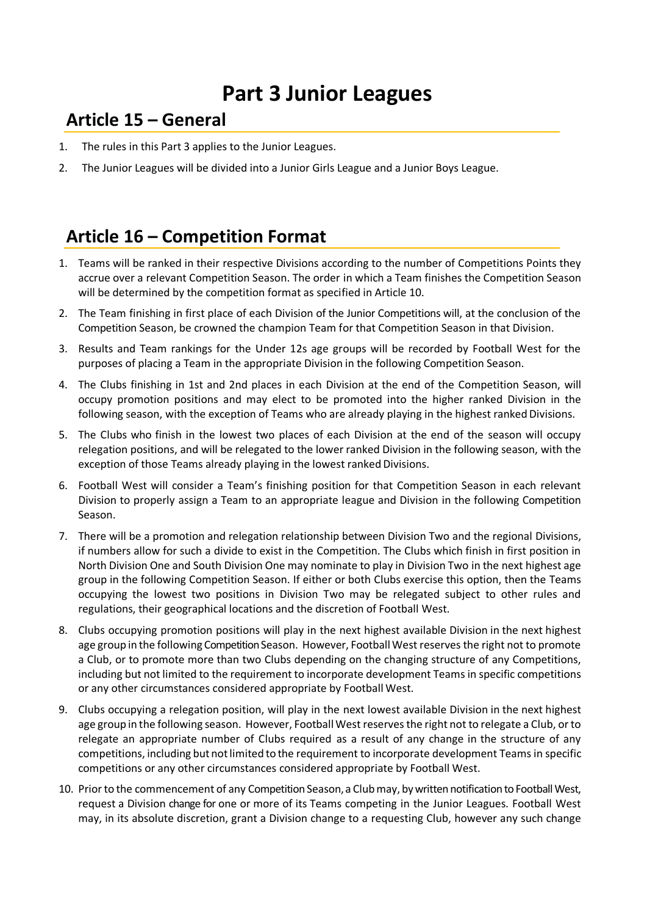# Part 3 Junior Leagues

## Article 15 – General

1. The rules in this Part 3 applies to the Junior Leagues.
2. The Junior Leagues will be divided into a Junior Girls League and a Junior Boys League.

## Article 16 – Competition Format

1. Teams will be ranked in their respective Divisions according to the number of Competitions Points they accrue over a relevant Competition Season. The order in which a Team finishes the Competition Season will be determined by the competition format as specified in Article 10.
2. The Team finishing in first place of each Division of the Junior Competitions will, at the conclusion of the Competition Season, be crowned the champion Team for that Competition Season in that Division.
3. Results and Team rankings for the Under 12s age groups will be recorded by Football West for the purposes of placing a Team in the appropriate Division in the following Competition Season.
4. The Clubs finishing in 1st and 2nd places in each Division at the end of the Competition Season, will occupy promotion positions and may elect to be promoted into the higher ranked Division in the following season, with the exception of Teams who are already playing in the highest ranked Divisions.
5. The Clubs who finish in the lowest two places of each Division at the end of the season will occupy relegation positions, and will be relegated to the lower ranked Division in the following season, with the exception of those Teams already playing in the lowest ranked Divisions.
6. Football West will consider a Team's finishing position for that Competition Season in each relevant Division to properly assign a Team to an appropriate league and Division in the following Competition Season.
7. There will be a promotion and relegation relationship between Division Two and the regional Divisions, if numbers allow for such a divide to exist in the Competition. The Clubs which finish in first position in North Division One and South Division One may nominate to play in Division Two in the next highest age group in the following Competition Season. If either or both Clubs exercise this option, then the Teams occupying the lowest two positions in Division Two may be relegated subject to other rules and regulations, their geographical locations and the discretion of Football West.
8. Clubs occupying promotion positions will play in the next highest available Division in the next highest age group in the following Competition Season. However, Football West reserves the right not to promote a Club, or to promote more than two Clubs depending on the changing structure of any Competitions, including but not limited to the requirement to incorporate development Teams in specific competitions or any other circumstances considered appropriate by Football West.
9. Clubs occupying a relegation position, will play in the next lowest available Division in the next highest age group in the following season. However, Football West reserves the right not to relegate a Club, or to relegate an appropriate number of Clubs required as a result of any change in the structure of any competitions, including but not limited to the requirement to incorporate development Teams in specific competitions or any other circumstances considered appropriate by Football West.
10. Prior to the commencement of any Competition Season, a Club may, by written notification to Football West, request a Division change for one or more of its Teams competing in the Junior Leagues. Football West may, in its absolute discretion, grant a Division change to a requesting Club, however any such change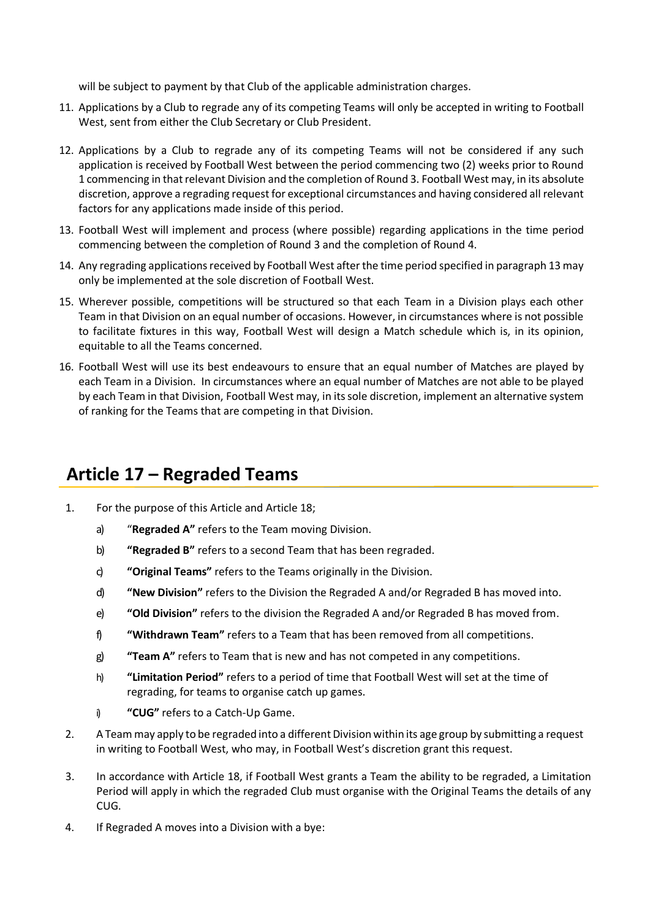will be subject to payment by that Club of the applicable administration charges.

11. Applications by a Club to regrade any of its competing Teams will only be accepted in writing to Football West, sent from either the Club Secretary or Club President.

12. Applications by a Club to regrade any of its competing Teams will not be considered if any such application is received by Football West between the period commencing two (2) weeks prior to Round 1 commencing in that relevant Division and the completion of Round 3. Football West may, in its absolute discretion, approve a regrading request for exceptional circumstances and having considered all relevant factors for any applications made inside of this period.

13. Football West will implement and process (where possible) regarding applications in the time period commencing between the completion of Round 3 and the completion of Round 4.

14. Any regrading applications received by Football West after the time period specified in paragraph 13 may only be implemented at the sole discretion of Football West.

15. Wherever possible, competitions will be structured so that each Team in a Division plays each other Team in that Division on an equal number of occasions. However, in circumstances where is not possible to facilitate fixtures in this way, Football West will design a Match schedule which is, in its opinion, equitable to all the Teams concerned.

16. Football West will use its best endeavours to ensure that an equal number of Matches are played by each Team in a Division. In circumstances where an equal number of Matches are not able to be played by each Team in that Division, Football West may, in its sole discretion, implement an alternative system of ranking for the Teams that are competing in that Division.

## Article 17 – Regraded Teams

1. For the purpose of this Article and Article 18;
   a) "**Regraded A"** refers to the Team moving Division.
   b) **"Regraded B"** refers to a second Team that has been regraded.
   c) **"Original Teams"** refers to the Teams originally in the Division.
   d) **"New Division"** refers to the Division the Regraded A and/or Regraded B has moved into.
   e) **"Old Division"** refers to the division the Regraded A and/or Regraded B has moved from.
   f) **"Withdrawn Team"** refers to a Team that has been removed from all competitions.
   g) **"Team A"** refers to Team that is new and has not competed in any competitions.
   h) **"Limitation Period"** refers to a period of time that Football West will set at the time of regrading, for teams to organise catch up games.
   i) **"CUG"** refers to a Catch-Up Game.
2. A Team may apply to be regraded into a different Division within its age group by submitting a request in writing to Football West, who may, in Football West's discretion grant this request.
3. In accordance with Article 18, if Football West grants a Team the ability to be regraded, a Limitation Period will apply in which the regraded Club must organise with the Original Teams the details of any CUG.
4. If Regraded A moves into a Division with a bye: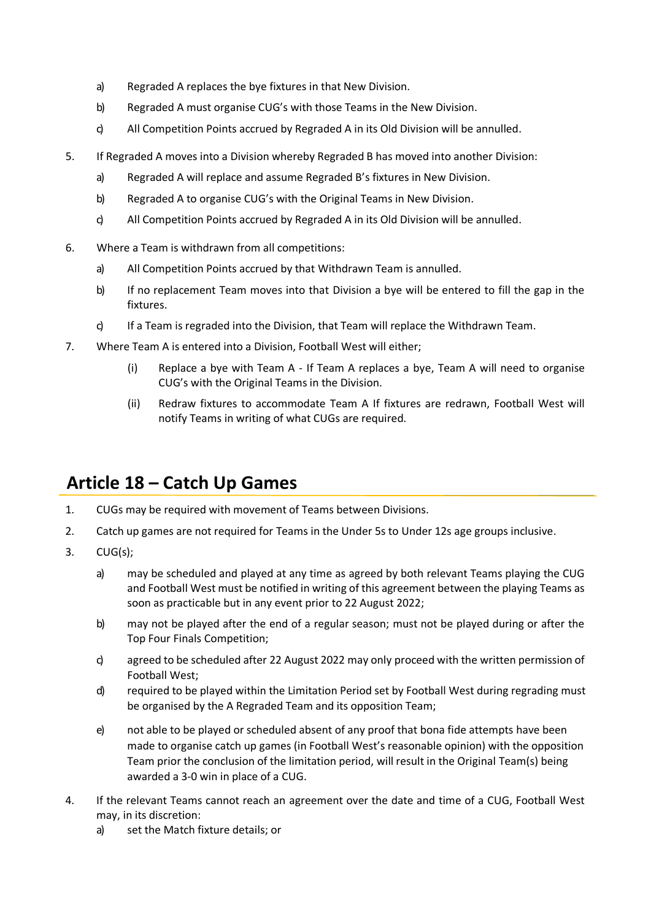a) Regraded A replaces the bye fixtures in that New Division.

   b) Regraded A must organise CUG's with those Teams in the New Division.

   c) All Competition Points accrued by Regraded A in its Old Division will be annulled.

5. If Regraded A moves into a Division whereby Regraded B has moved into another Division:

   a) Regraded A will replace and assume Regraded B's fixtures in New Division.

   b) Regraded A to organise CUG's with the Original Teams in New Division.

   c) All Competition Points accrued by Regraded A in its Old Division will be annulled.

6. Where a Team is withdrawn from all competitions:

   a) All Competition Points accrued by that Withdrawn Team is annulled.

   b) If no replacement Team moves into that Division a bye will be entered to fill the gap in the fixtures.

   c) If a Team is regraded into the Division, that Team will replace the Withdrawn Team.

7. Where Team A is entered into a Division, Football West will either;

   (i) Replace a bye with Team A - If Team A replaces a bye, Team A will need to organise CUG's with the Original Teams in the Division.

   (ii) Redraw fixtures to accommodate Team A If fixtures are redrawn, Football West will notify Teams in writing of what CUGs are required.

## Article 18 – Catch Up Games

1. CUGs may be required with movement of Teams between Divisions.

2. Catch up games are not required for Teams in the Under 5s to Under 12s age groups inclusive.

3. CUG(s);

   a) may be scheduled and played at any time as agreed by both relevant Teams playing the CUG and Football West must be notified in writing of this agreement between the playing Teams as soon as practicable but in any event prior to 22 August 2022;

   b) may not be played after the end of a regular season; must not be played during or after the Top Four Finals Competition;

   c) agreed to be scheduled after 22 August 2022 may only proceed with the written permission of Football West;

   d) required to be played within the Limitation Period set by Football West during regrading must be organised by the A Regraded Team and its opposition Team;

   e) not able to be played or scheduled absent of any proof that bona fide attempts have been made to organise catch up games (in Football West's reasonable opinion) with the opposition Team prior the conclusion of the limitation period, will result in the Original Team(s) being awarded a 3-0 win in place of a CUG.

4. If the relevant Teams cannot reach an agreement over the date and time of a CUG, Football West may, in its discretion:

   a) set the Match fixture details; or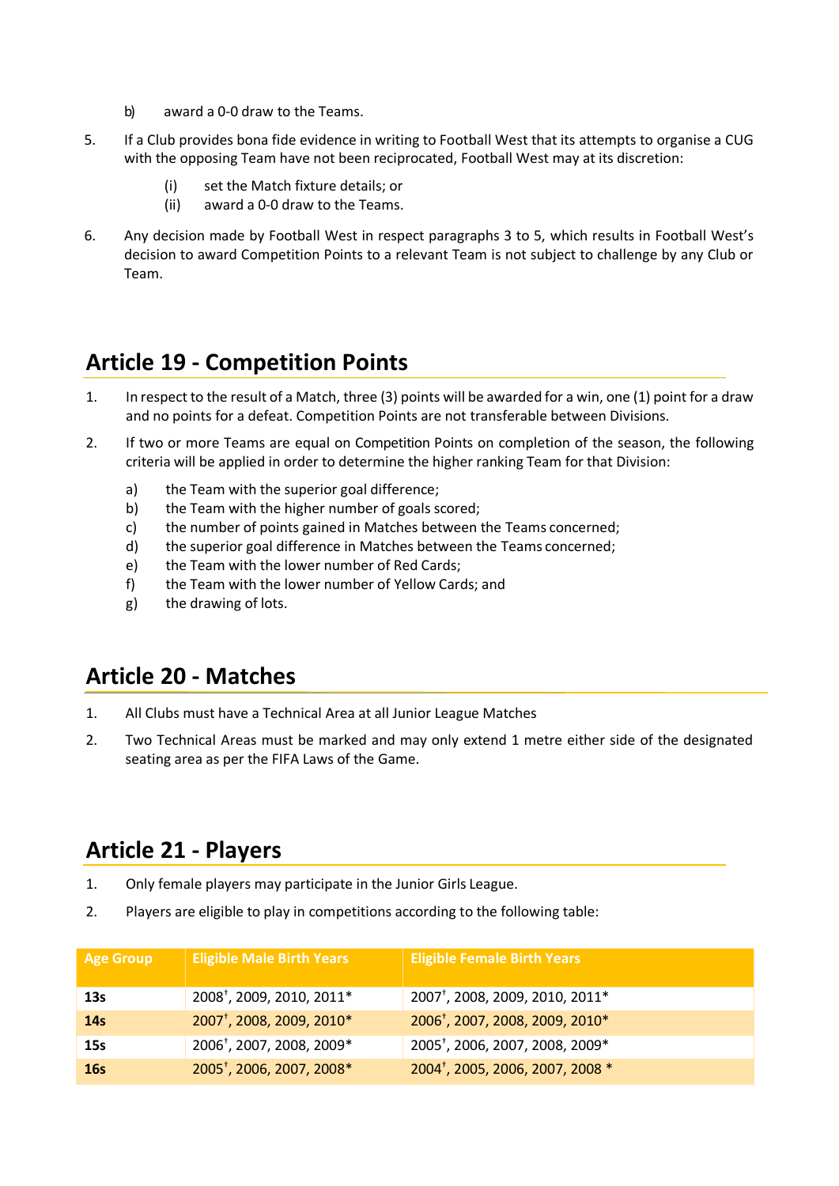b) award a 0-0 draw to the Teams.

5. If a Club provides bona fide evidence in writing to Football West that its attempts to organise a CUG with the opposing Team have not been reciprocated, Football West may at its discretion:

   (i) set the Match fixture details; or
   (ii) award a 0-0 draw to the Teams.

6. Any decision made by Football West in respect paragraphs 3 to 5, which results in Football West's decision to award Competition Points to a relevant Team is not subject to challenge by any Club or Team.

## Article 19 - Competition Points

1. In respect to the result of a Match, three (3) points will be awarded for a win, one (1) point for a draw and no points for a defeat. Competition Points are not transferable between Divisions.

2. If two or more Teams are equal on Competition Points on completion of the season, the following criteria will be applied in order to determine the higher ranking Team for that Division:

   a) the Team with the superior goal difference;
   b) the Team with the higher number of goals scored;
   c) the number of points gained in Matches between the Teams concerned;
   d) the superior goal difference in Matches between the Teams concerned;
   e) the Team with the lower number of Red Cards;
   f) the Team with the lower number of Yellow Cards; and
   g) the drawing of lots.

## Article 20 - Matches

1. All Clubs must have a Technical Area at all Junior League Matches

2. Two Technical Areas must be marked and may only extend 1 metre either side of the designated seating area as per the FIFA Laws of the Game.

## Article 21 - Players

1. Only female players may participate in the Junior Girls League.

2. Players are eligible to play in competitions according to the following table:

| Age Group | Eligible Male Birth Years | Eligible Female Birth Years |
|---|---|---|
| **13s** | 2008†, 2009, 2010, 2011* | 2007†, 2008, 2009, 2010, 2011* |
| **14s** | 2007†, 2008, 2009, 2010* | 2006†, 2007, 2008, 2009, 2010* |
| **15s** | 2006†, 2007, 2008, 2009* | 2005†, 2006, 2007, 2008, 2009* |
| **16s** | 2005†, 2006, 2007, 2008* | 2004†, 2005, 2006, 2007, 2008 * |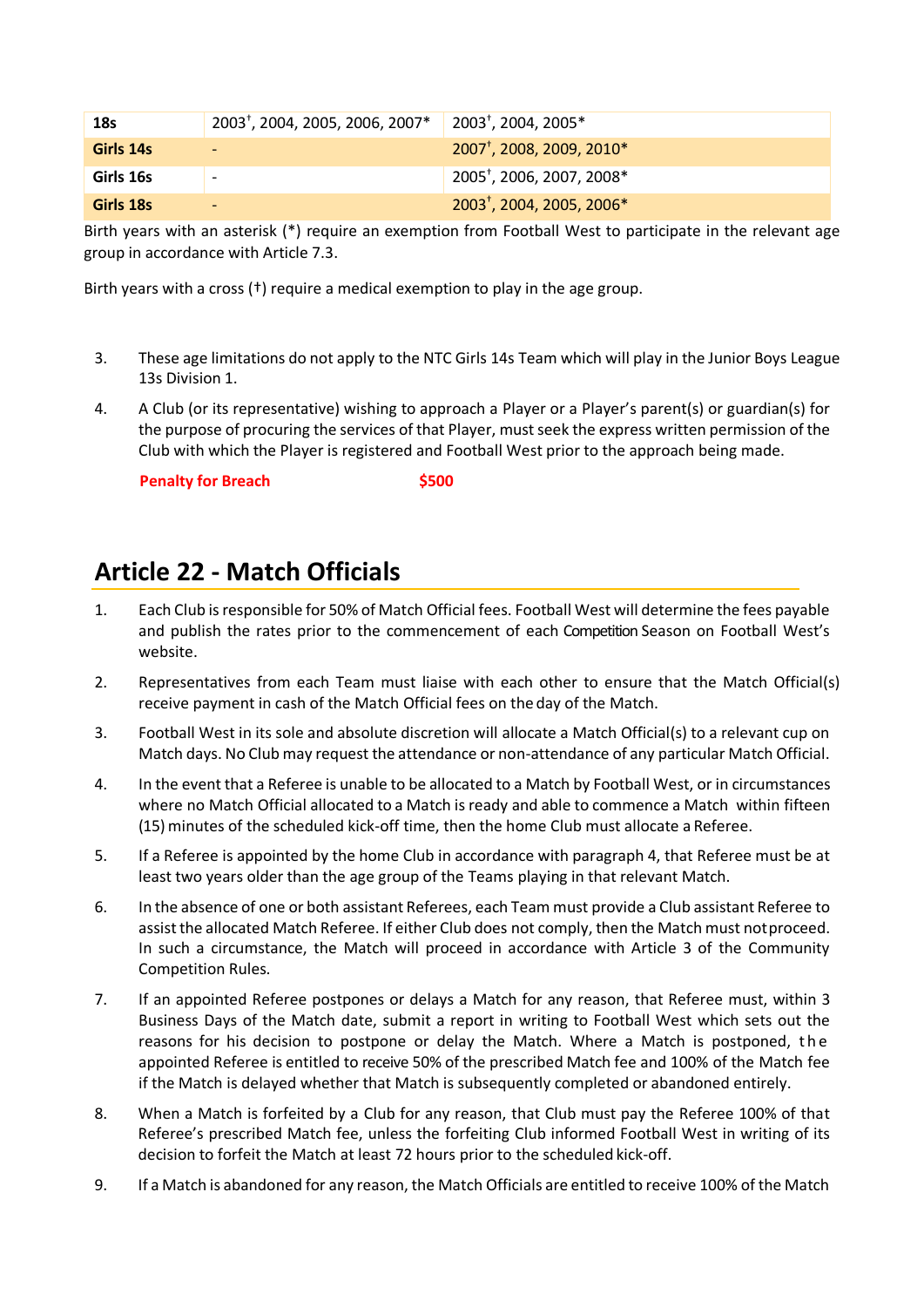| | | |
|---|---|---|
| **18s** | 2003†, 2004, 2005, 2006, 2007* | 2003†, 2004, 2005* |
| **Girls 14s** | - | 2007†, 2008, 2009, 2010* |
| **Girls 16s** | - | 2005†, 2006, 2007, 2008* |
| **Girls 18s** | - | 2003†, 2004, 2005, 2006* |

Birth years with an asterisk (*) require an exemption from Football West to participate in the relevant age group in accordance with Article 7.3.

Birth years with a cross (†) require a medical exemption to play in the age group.

3. These age limitations do not apply to the NTC Girls 14s Team which will play in the Junior Boys League 13s Division 1.
4. A Club (or its representative) wishing to approach a Player or a Player's parent(s) or guardian(s) for the purpose of procuring the services of that Player, must seek the express written permission of the Club with which the Player is registered and Football West prior to the approach being made.

   **Penalty for Breach** **$500**

## Article 22 - Match Officials

1. Each Club is responsible for 50% of Match Official fees. Football West will determine the fees payable and publish the rates prior to the commencement of each Competition Season on Football West's website.
2. Representatives from each Team must liaise with each other to ensure that the Match Official(s) receive payment in cash of the Match Official fees on the day of the Match.
3. Football West in its sole and absolute discretion will allocate a Match Official(s) to a relevant cup on Match days. No Club may request the attendance or non-attendance of any particular Match Official.
4. In the event that a Referee is unable to be allocated to a Match by Football West, or in circumstances where no Match Official allocated to a Match is ready and able to commence a Match within fifteen (15) minutes of the scheduled kick-off time, then the home Club must allocate a Referee.
5. If a Referee is appointed by the home Club in accordance with paragraph 4, that Referee must be at least two years older than the age group of the Teams playing in that relevant Match.
6. In the absence of one or both assistant Referees, each Team must provide a Club assistant Referee to assist the allocated Match Referee. If either Club does not comply, then the Match must not proceed. In such a circumstance, the Match will proceed in accordance with Article 3 of the Community Competition Rules.
7. If an appointed Referee postpones or delays a Match for any reason, that Referee must, within 3 Business Days of the Match date, submit a report in writing to Football West which sets out the reasons for his decision to postpone or delay the Match. Where a Match is postponed, the appointed Referee is entitled to receive 50% of the prescribed Match fee and 100% of the Match fee if the Match is delayed whether that Match is subsequently completed or abandoned entirely.
8. When a Match is forfeited by a Club for any reason, that Club must pay the Referee 100% of that Referee's prescribed Match fee, unless the forfeiting Club informed Football West in writing of its decision to forfeit the Match at least 72 hours prior to the scheduled kick-off.
9. If a Match is abandoned for any reason, the Match Officials are entitled to receive 100% of the Match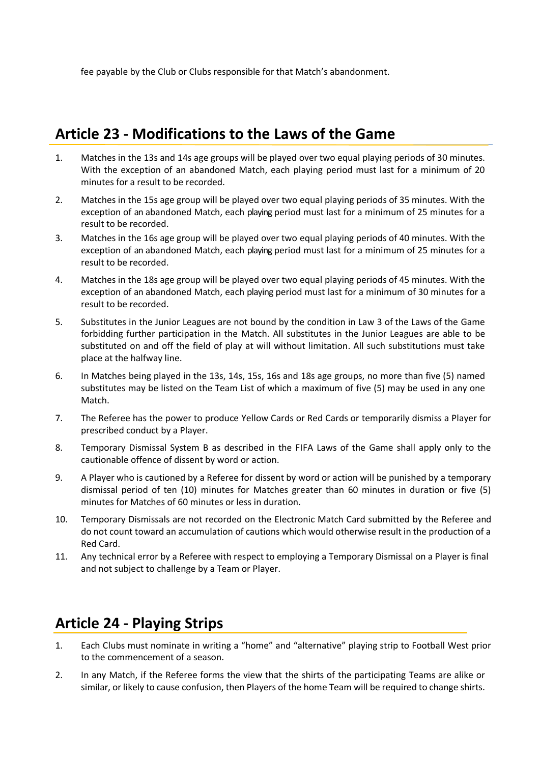fee payable by the Club or Clubs responsible for that Match's abandonment.

## Article 23 - Modifications to the Laws of the Game

1. Matches in the 13s and 14s age groups will be played over two equal playing periods of 30 minutes. With the exception of an abandoned Match, each playing period must last for a minimum of 20 minutes for a result to be recorded.
2. Matches in the 15s age group will be played over two equal playing periods of 35 minutes. With the exception of an abandoned Match, each playing period must last for a minimum of 25 minutes for a result to be recorded.
3. Matches in the 16s age group will be played over two equal playing periods of 40 minutes. With the exception of an abandoned Match, each playing period must last for a minimum of 25 minutes for a result to be recorded.
4. Matches in the 18s age group will be played over two equal playing periods of 45 minutes. With the exception of an abandoned Match, each playing period must last for a minimum of 30 minutes for a result to be recorded.
5. Substitutes in the Junior Leagues are not bound by the condition in Law 3 of the Laws of the Game forbidding further participation in the Match. All substitutes in the Junior Leagues are able to be substituted on and off the field of play at will without limitation. All such substitutions must take place at the halfway line.
6. In Matches being played in the 13s, 14s, 15s, 16s and 18s age groups, no more than five (5) named substitutes may be listed on the Team List of which a maximum of five (5) may be used in any one Match.
7. The Referee has the power to produce Yellow Cards or Red Cards or temporarily dismiss a Player for prescribed conduct by a Player.
8. Temporary Dismissal System B as described in the FIFA Laws of the Game shall apply only to the cautionable offence of dissent by word or action.
9. A Player who is cautioned by a Referee for dissent by word or action will be punished by a temporary dismissal period of ten (10) minutes for Matches greater than 60 minutes in duration or five (5) minutes for Matches of 60 minutes or less in duration.
10. Temporary Dismissals are not recorded on the Electronic Match Card submitted by the Referee and do not count toward an accumulation of cautions which would otherwise result in the production of a Red Card.
11. Any technical error by a Referee with respect to employing a Temporary Dismissal on a Player is final and not subject to challenge by a Team or Player.

## Article 24 - Playing Strips

1. Each Clubs must nominate in writing a "home" and "alternative" playing strip to Football West prior to the commencement of a season.
2. In any Match, if the Referee forms the view that the shirts of the participating Teams are alike or similar, or likely to cause confusion, then Players of the home Team will be required to change shirts.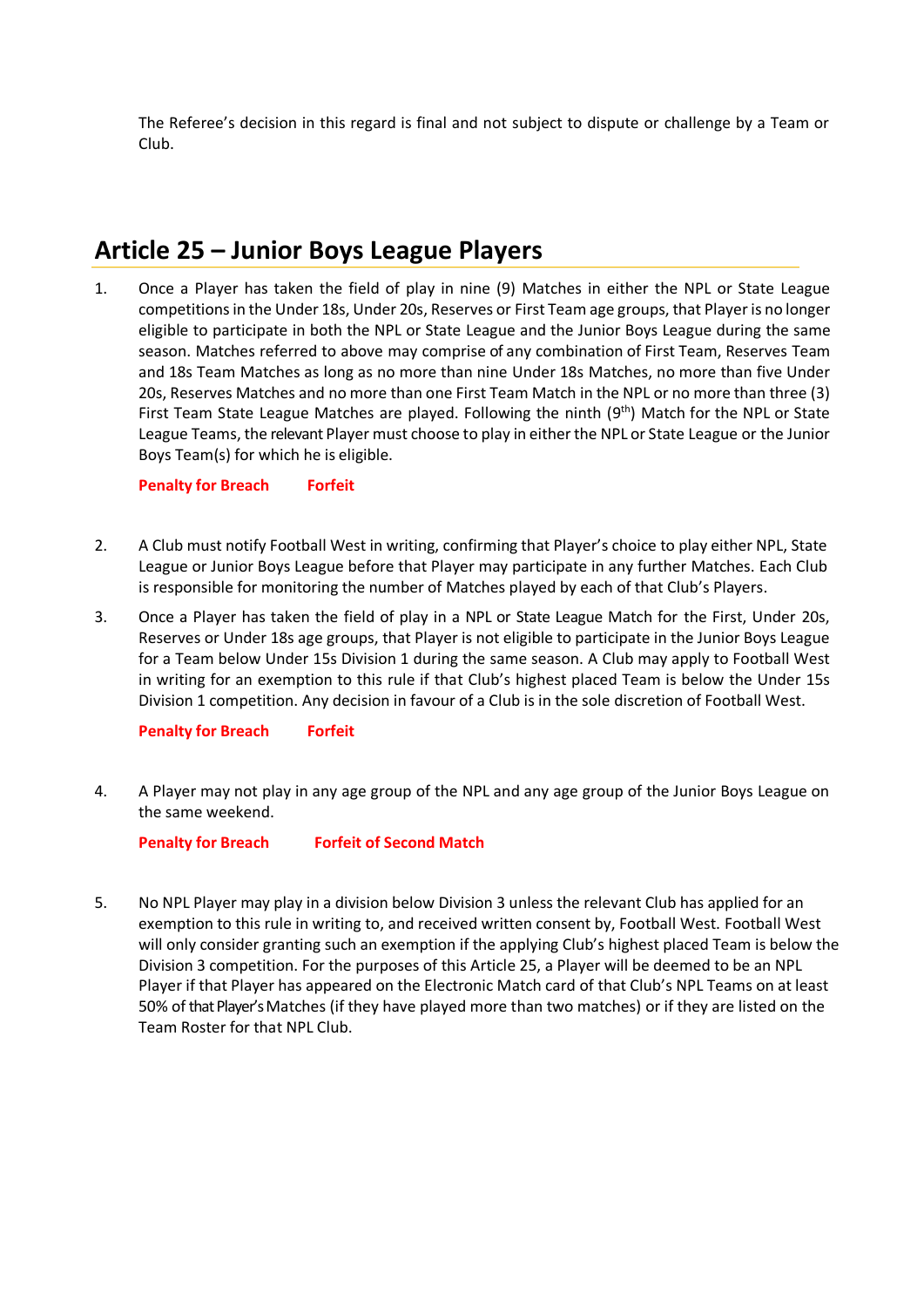The Referee's decision in this regard is final and not subject to dispute or challenge by a Team or Club.

## Article 25 – Junior Boys League Players

1. Once a Player has taken the field of play in nine (9) Matches in either the NPL or State League competitions in the Under 18s, Under 20s, Reserves or First Team age groups, that Player is no longer eligible to participate in both the NPL or State League and the Junior Boys League during the same season. Matches referred to above may comprise of any combination of First Team, Reserves Team and 18s Team Matches as long as no more than nine Under 18s Matches, no more than five Under 20s, Reserves Matches and no more than one First Team Match in the NPL or no more than three (3) First Team State League Matches are played. Following the ninth (9th) Match for the NPL or State League Teams, the relevant Player must choose to play in either the NPL or State League or the Junior Boys Team(s) for which he is eligible.

   **Penalty for Breach Forfeit**

2. A Club must notify Football West in writing, confirming that Player's choice to play either NPL, State League or Junior Boys League before that Player may participate in any further Matches. Each Club is responsible for monitoring the number of Matches played by each of that Club's Players.

3. Once a Player has taken the field of play in a NPL or State League Match for the First, Under 20s, Reserves or Under 18s age groups, that Player is not eligible to participate in the Junior Boys League for a Team below Under 15s Division 1 during the same season. A Club may apply to Football West in writing for an exemption to this rule if that Club's highest placed Team is below the Under 15s Division 1 competition. Any decision in favour of a Club is in the sole discretion of Football West.

   **Penalty for Breach Forfeit**

4. A Player may not play in any age group of the NPL and any age group of the Junior Boys League on the same weekend.

   **Penalty for Breach Forfeit of Second Match**

5. No NPL Player may play in a division below Division 3 unless the relevant Club has applied for an exemption to this rule in writing to, and received written consent by, Football West. Football West will only consider granting such an exemption if the applying Club's highest placed Team is below the Division 3 competition. For the purposes of this Article 25, a Player will be deemed to be an NPL Player if that Player has appeared on the Electronic Match card of that Club's NPL Teams on at least 50% of that Player's Matches (if they have played more than two matches) or if they are listed on the Team Roster for that NPL Club.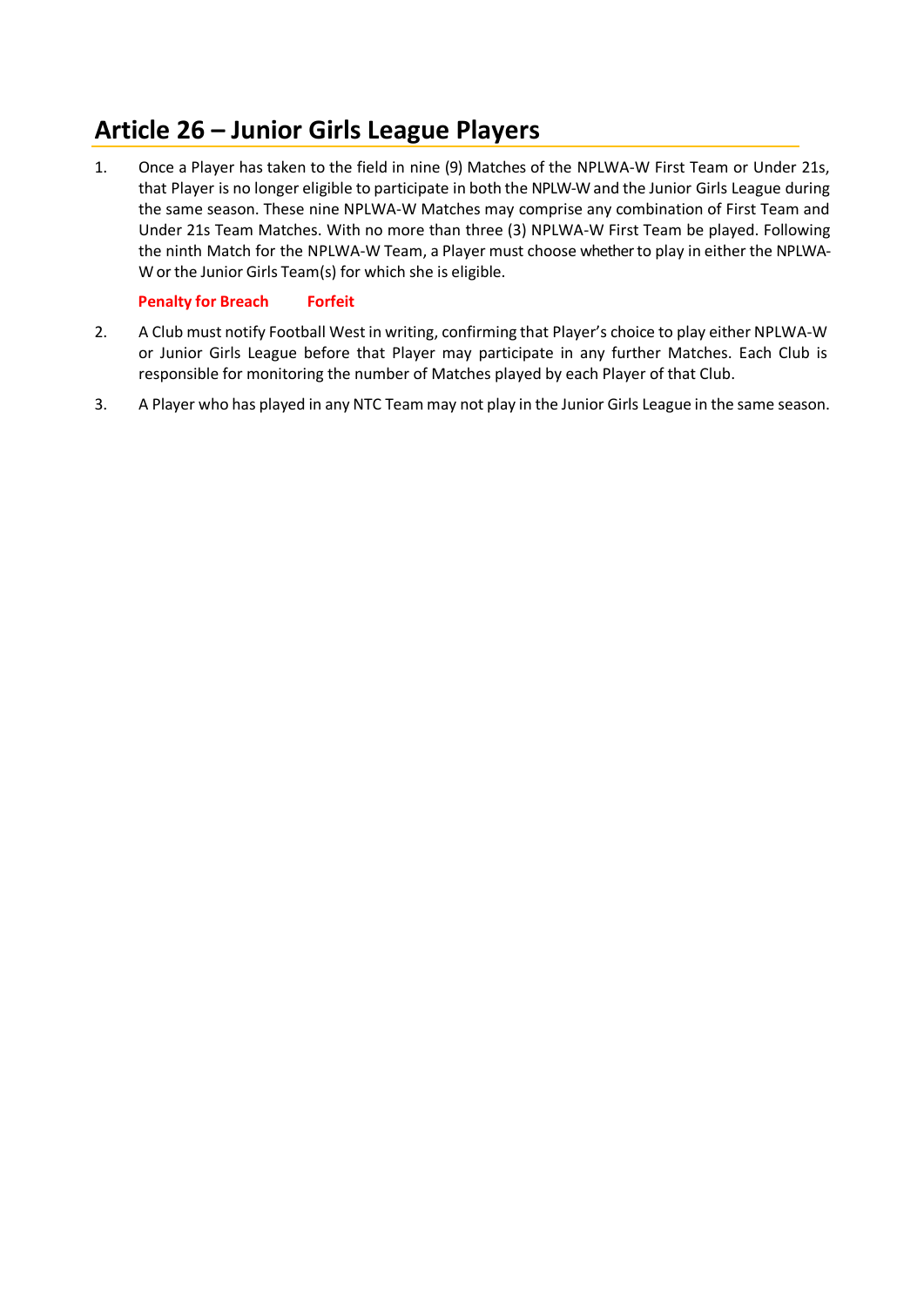## Article 26 – Junior Girls League Players

1. Once a Player has taken to the field in nine (9) Matches of the NPLWA-W First Team or Under 21s, that Player is no longer eligible to participate in both the NPLW-W and the Junior Girls League during the same season. These nine NPLWA-W Matches may comprise any combination of First Team and Under 21s Team Matches. With no more than three (3) NPLWA-W First Team be played. Following the ninth Match for the NPLWA-W Team, a Player must choose whether to play in either the NPLWA-W or the Junior Girls Team(s) for which she is eligible.

   **Penalty for Breach** **Forfeit**

2. A Club must notify Football West in writing, confirming that Player's choice to play either NPLWA-W or Junior Girls League before that Player may participate in any further Matches. Each Club is responsible for monitoring the number of Matches played by each Player of that Club.

3. A Player who has played in any NTC Team may not play in the Junior Girls League in the same season.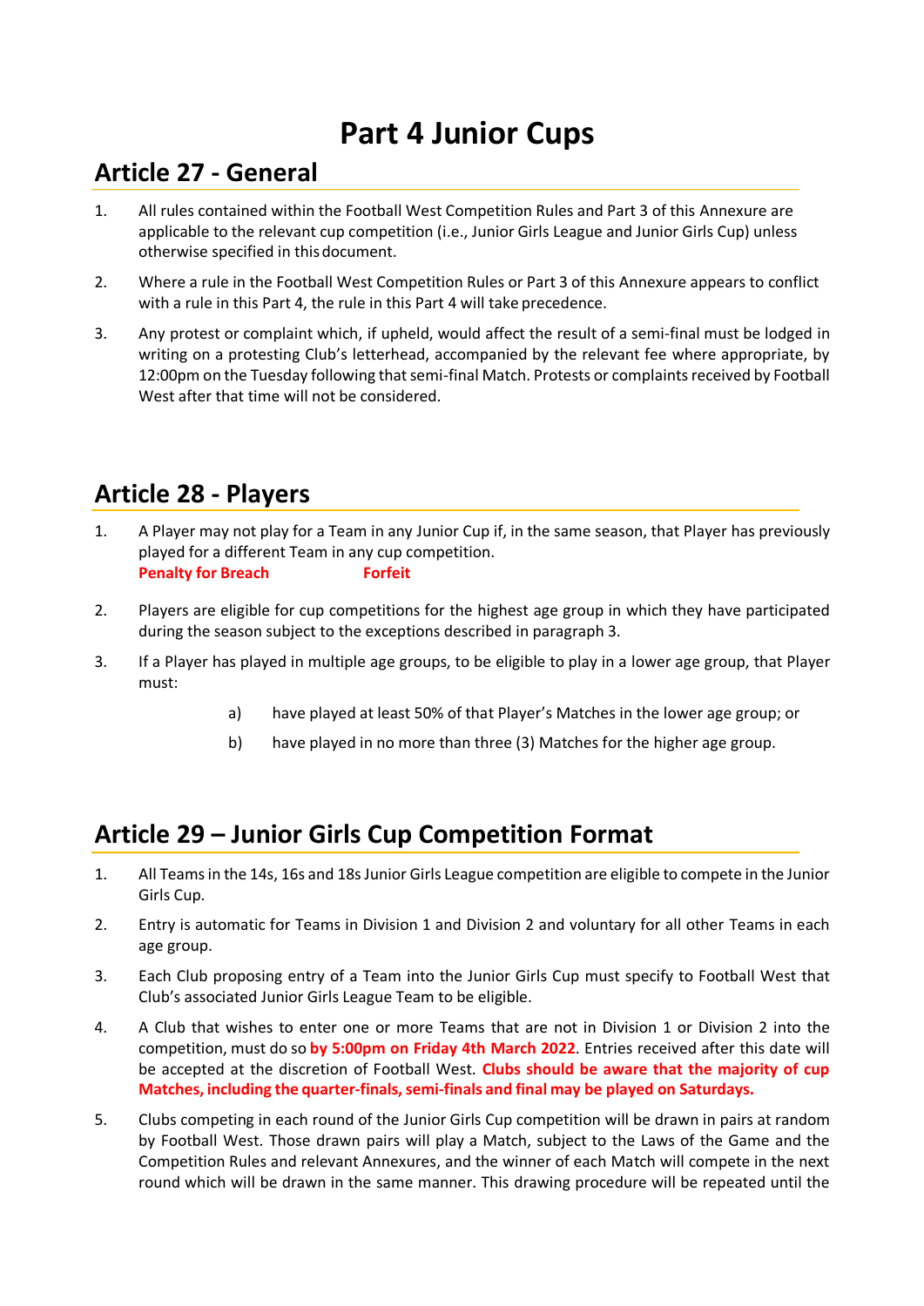# Part 4 Junior Cups

## Article 27 - General

1. All rules contained within the Football West Competition Rules and Part 3 of this Annexure are applicable to the relevant cup competition (i.e., Junior Girls League and Junior Girls Cup) unless otherwise specified in this document.

2. Where a rule in the Football West Competition Rules or Part 3 of this Annexure appears to conflict with a rule in this Part 4, the rule in this Part 4 will take precedence.

3. Any protest or complaint which, if upheld, would affect the result of a semi-final must be lodged in writing on a protesting Club's letterhead, accompanied by the relevant fee where appropriate, by 12:00pm on the Tuesday following that semi-final Match. Protests or complaints received by Football West after that time will not be considered.

## Article 28 - Players

1. A Player may not play for a Team in any Junior Cup if, in the same season, that Player has previously played for a different Team in any cup competition.
   **Penalty for Breach** **Forfeit**

2. Players are eligible for cup competitions for the highest age group in which they have participated during the season subject to the exceptions described in paragraph 3.

3. If a Player has played in multiple age groups, to be eligible to play in a lower age group, that Player must:

   a) have played at least 50% of that Player's Matches in the lower age group; or

   b) have played in no more than three (3) Matches for the higher age group.

## Article 29 – Junior Girls Cup Competition Format

1. All Teams in the 14s, 16s and 18s Junior Girls League competition are eligible to compete in the Junior Girls Cup.

2. Entry is automatic for Teams in Division 1 and Division 2 and voluntary for all other Teams in each age group.

3. Each Club proposing entry of a Team into the Junior Girls Cup must specify to Football West that Club's associated Junior Girls League Team to be eligible.

4. A Club that wishes to enter one or more Teams that are not in Division 1 or Division 2 into the competition, must do so **by 5:00pm on Friday 4th March 2022**. Entries received after this date will be accepted at the discretion of Football West. **Clubs should be aware that the majority of cup Matches, including the quarter-finals, semi-finals and final may be played on Saturdays.**

5. Clubs competing in each round of the Junior Girls Cup competition will be drawn in pairs at random by Football West. Those drawn pairs will play a Match, subject to the Laws of the Game and the Competition Rules and relevant Annexures, and the winner of each Match will compete in the next round which will be drawn in the same manner. This drawing procedure will be repeated until the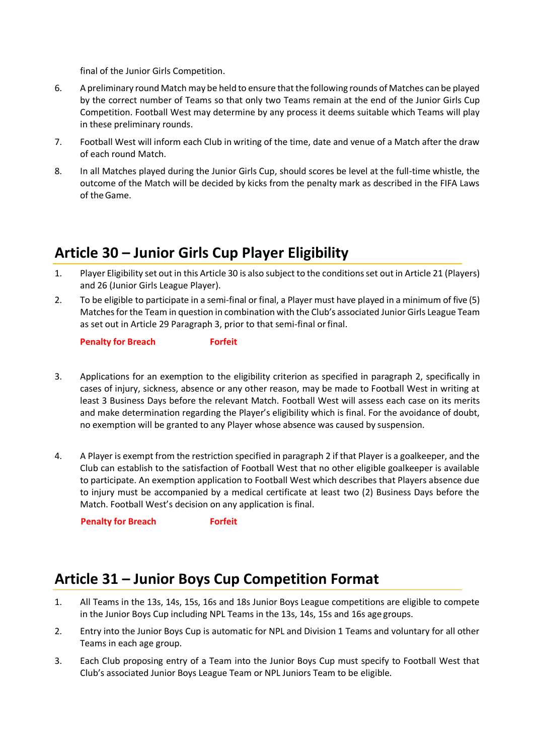final of the Junior Girls Competition.

6. A preliminary round Match may be held to ensure that the following rounds of Matches can be played by the correct number of Teams so that only two Teams remain at the end of the Junior Girls Cup Competition. Football West may determine by any process it deems suitable which Teams will play in these preliminary rounds.

7. Football West will inform each Club in writing of the time, date and venue of a Match after the draw of each round Match.

8. In all Matches played during the Junior Girls Cup, should scores be level at the full-time whistle, the outcome of the Match will be decided by kicks from the penalty mark as described in the FIFA Laws of the Game.

## Article 30 – Junior Girls Cup Player Eligibility

1. Player Eligibility set out in this Article 30 is also subject to the conditions set out in Article 21 (Players) and 26 (Junior Girls League Player).

2. To be eligible to participate in a semi-final or final, a Player must have played in a minimum of five (5) Matches for the Team in question in combination with the Club's associated Junior Girls League Team as set out in Article 29 Paragraph 3, prior to that semi-final or final.

   **Penalty for Breach** **Forfeit**

3. Applications for an exemption to the eligibility criterion as specified in paragraph 2, specifically in cases of injury, sickness, absence or any other reason, may be made to Football West in writing at least 3 Business Days before the relevant Match. Football West will assess each case on its merits and make determination regarding the Player's eligibility which is final. For the avoidance of doubt, no exemption will be granted to any Player whose absence was caused by suspension.

4. A Player is exempt from the restriction specified in paragraph 2 if that Player is a goalkeeper, and the Club can establish to the satisfaction of Football West that no other eligible goalkeeper is available to participate. An exemption application to Football West which describes that Players absence due to injury must be accompanied by a medical certificate at least two (2) Business Days before the Match. Football West's decision on any application is final.

   **Penalty for Breach** **Forfeit**

## Article 31 – Junior Boys Cup Competition Format

1. All Teams in the 13s, 14s, 15s, 16s and 18s Junior Boys League competitions are eligible to compete in the Junior Boys Cup including NPL Teams in the 13s, 14s, 15s and 16s age groups.

2. Entry into the Junior Boys Cup is automatic for NPL and Division 1 Teams and voluntary for all other Teams in each age group.

3. Each Club proposing entry of a Team into the Junior Boys Cup must specify to Football West that Club's associated Junior Boys League Team or NPL Juniors Team to be eligible.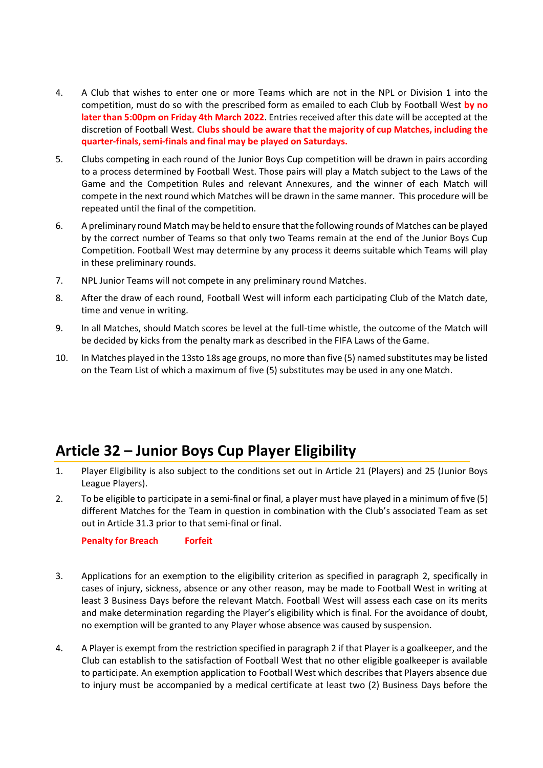4. A Club that wishes to enter one or more Teams which are not in the NPL or Division 1 into the competition, must do so with the prescribed form as emailed to each Club by Football West **by no later than 5:00pm on Friday 4th March 2022**. Entries received after this date will be accepted at the discretion of Football West. **Clubs should be aware that the majority of cup Matches, including the quarter-finals, semi-finals and final may be played on Saturdays.**

5. Clubs competing in each round of the Junior Boys Cup competition will be drawn in pairs according to a process determined by Football West. Those pairs will play a Match subject to the Laws of the Game and the Competition Rules and relevant Annexures, and the winner of each Match will compete in the next round which Matches will be drawn in the same manner. This procedure will be repeated until the final of the competition.

6. A preliminary round Match may be held to ensure that the following rounds of Matches can be played by the correct number of Teams so that only two Teams remain at the end of the Junior Boys Cup Competition. Football West may determine by any process it deems suitable which Teams will play in these preliminary rounds.

7. NPL Junior Teams will not compete in any preliminary round Matches.

8. After the draw of each round, Football West will inform each participating Club of the Match date, time and venue in writing.

9. In all Matches, should Match scores be level at the full-time whistle, the outcome of the Match will be decided by kicks from the penalty mark as described in the FIFA Laws of the Game.

10. In Matches played in the 13sto 18s age groups, no more than five (5) named substitutes may be listed on the Team List of which a maximum of five (5) substitutes may be used in any one Match.

## Article 32 – Junior Boys Cup Player Eligibility

1. Player Eligibility is also subject to the conditions set out in Article 21 (Players) and 25 (Junior Boys League Players).

2. To be eligible to participate in a semi-final or final, a player must have played in a minimum of five (5) different Matches for the Team in question in combination with the Club's associated Team as set out in Article 31.3 prior to that semi-final or final.

   **Penalty for Breach** **Forfeit**

3. Applications for an exemption to the eligibility criterion as specified in paragraph 2, specifically in cases of injury, sickness, absence or any other reason, may be made to Football West in writing at least 3 Business Days before the relevant Match. Football West will assess each case on its merits and make determination regarding the Player's eligibility which is final. For the avoidance of doubt, no exemption will be granted to any Player whose absence was caused by suspension.

4. A Player is exempt from the restriction specified in paragraph 2 if that Player is a goalkeeper, and the Club can establish to the satisfaction of Football West that no other eligible goalkeeper is available to participate. An exemption application to Football West which describes that Players absence due to injury must be accompanied by a medical certificate at least two (2) Business Days before the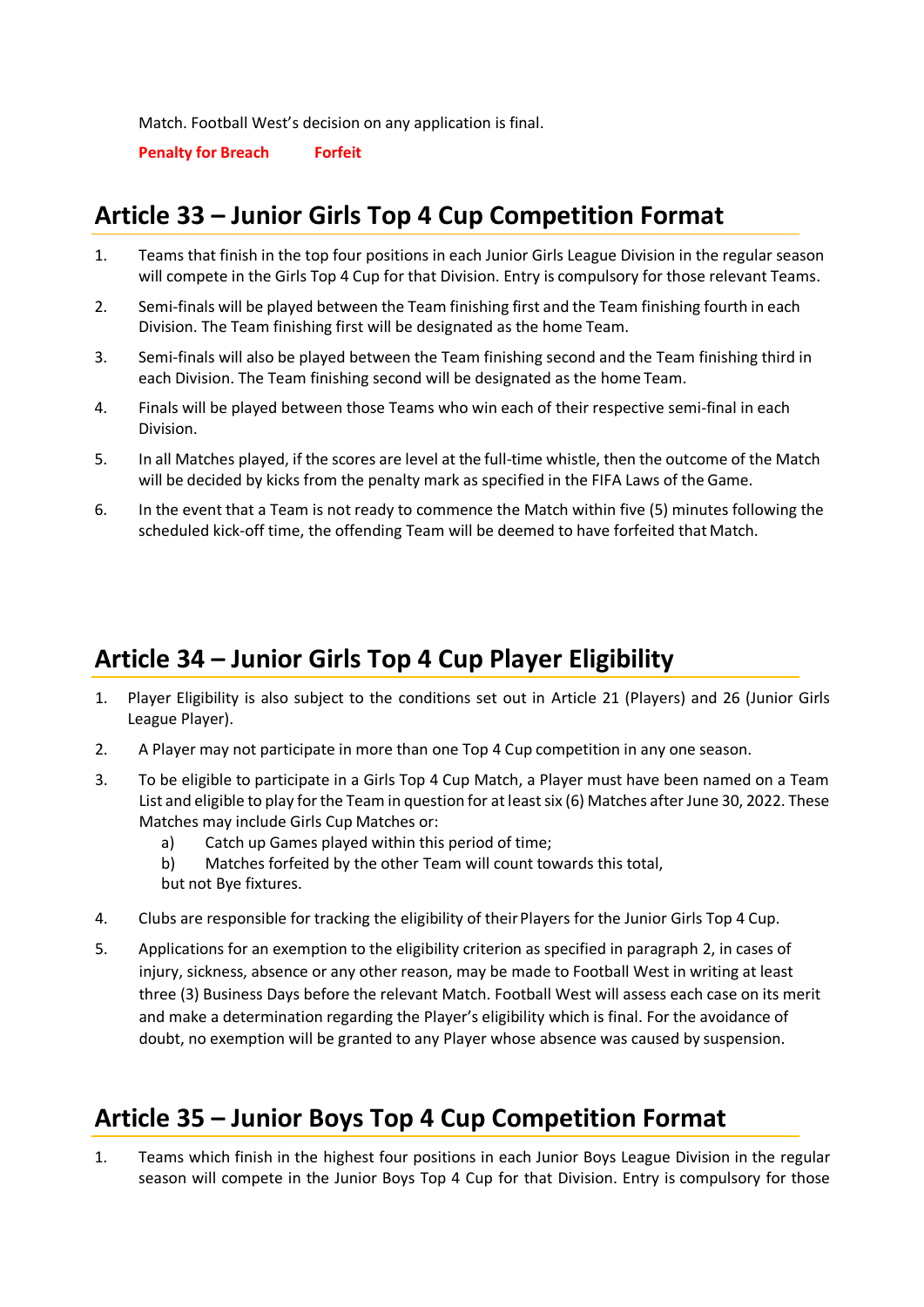Match. Football West's decision on any application is final.

**Penalty for Breach** **Forfeit**

## Article 33 – Junior Girls Top 4 Cup Competition Format

1. Teams that finish in the top four positions in each Junior Girls League Division in the regular season will compete in the Girls Top 4 Cup for that Division. Entry is compulsory for those relevant Teams.
2. Semi-finals will be played between the Team finishing first and the Team finishing fourth in each Division. The Team finishing first will be designated as the home Team.
3. Semi-finals will also be played between the Team finishing second and the Team finishing third in each Division. The Team finishing second will be designated as the home Team.
4. Finals will be played between those Teams who win each of their respective semi-final in each Division.
5. In all Matches played, if the scores are level at the full-time whistle, then the outcome of the Match will be decided by kicks from the penalty mark as specified in the FIFA Laws of the Game.
6. In the event that a Team is not ready to commence the Match within five (5) minutes following the scheduled kick-off time, the offending Team will be deemed to have forfeited that Match.

## Article 34 – Junior Girls Top 4 Cup Player Eligibility

1. Player Eligibility is also subject to the conditions set out in Article 21 (Players) and 26 (Junior Girls League Player).
2. A Player may not participate in more than one Top 4 Cup competition in any one season.
3. To be eligible to participate in a Girls Top 4 Cup Match, a Player must have been named on a Team List and eligible to play for the Team in question for at least six (6) Matches after June 30, 2022. These Matches may include Girls Cup Matches or:
   a) Catch up Games played within this period of time;
   b) Matches forfeited by the other Team will count towards this total,

   but not Bye fixtures.
4. Clubs are responsible for tracking the eligibility of their Players for the Junior Girls Top 4 Cup.
5. Applications for an exemption to the eligibility criterion as specified in paragraph 2, in cases of injury, sickness, absence or any other reason, may be made to Football West in writing at least three (3) Business Days before the relevant Match. Football West will assess each case on its merit and make a determination regarding the Player's eligibility which is final. For the avoidance of doubt, no exemption will be granted to any Player whose absence was caused by suspension.

## Article 35 – Junior Boys Top 4 Cup Competition Format

1. Teams which finish in the highest four positions in each Junior Boys League Division in the regular season will compete in the Junior Boys Top 4 Cup for that Division. Entry is compulsory for those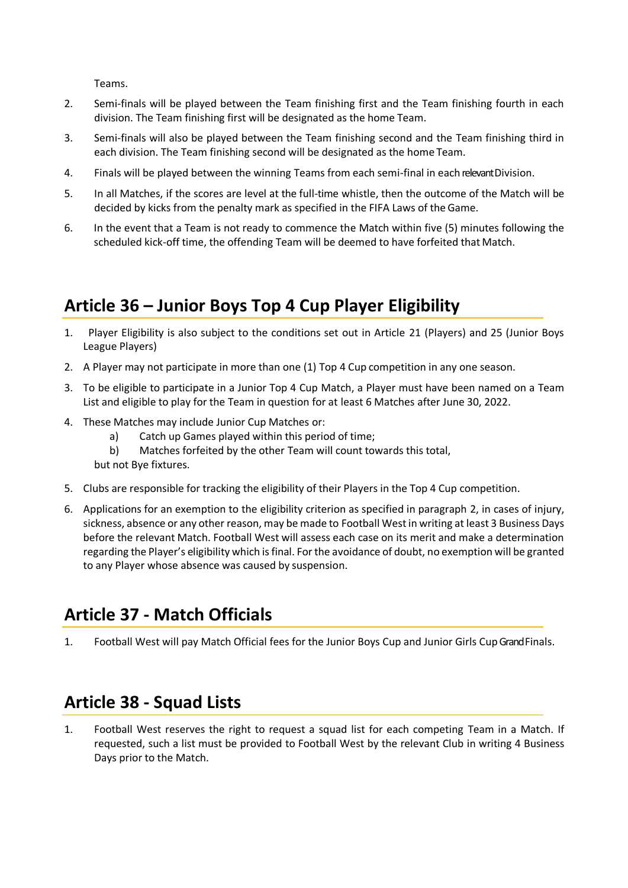Teams.

2. Semi-finals will be played between the Team finishing first and the Team finishing fourth in each division. The Team finishing first will be designated as the home Team.
3. Semi-finals will also be played between the Team finishing second and the Team finishing third in each division. The Team finishing second will be designated as the home Team.
4. Finals will be played between the winning Teams from each semi-final in each relevant Division.
5. In all Matches, if the scores are level at the full-time whistle, then the outcome of the Match will be decided by kicks from the penalty mark as specified in the FIFA Laws of the Game.
6. In the event that a Team is not ready to commence the Match within five (5) minutes following the scheduled kick-off time, the offending Team will be deemed to have forfeited that Match.

## Article 36 – Junior Boys Top 4 Cup Player Eligibility

1. Player Eligibility is also subject to the conditions set out in Article 21 (Players) and 25 (Junior Boys League Players)
2. A Player may not participate in more than one (1) Top 4 Cup competition in any one season.
3. To be eligible to participate in a Junior Top 4 Cup Match, a Player must have been named on a Team List and eligible to play for the Team in question for at least 6 Matches after June 30, 2022.
4. These Matches may include Junior Cup Matches or:
   a) Catch up Games played within this period of time;
   b) Matches forfeited by the other Team will count towards this total,

   but not Bye fixtures.
5. Clubs are responsible for tracking the eligibility of their Players in the Top 4 Cup competition.
6. Applications for an exemption to the eligibility criterion as specified in paragraph 2, in cases of injury, sickness, absence or any other reason, may be made to Football West in writing at least 3 Business Days before the relevant Match. Football West will assess each case on its merit and make a determination regarding the Player's eligibility which is final. For the avoidance of doubt, no exemption will be granted to any Player whose absence was caused by suspension.

## Article 37 - Match Officials

1. Football West will pay Match Official fees for the Junior Boys Cup and Junior Girls Cup Grand Finals.

## Article 38 - Squad Lists

1. Football West reserves the right to request a squad list for each competing Team in a Match. If requested, such a list must be provided to Football West by the relevant Club in writing 4 Business Days prior to the Match.